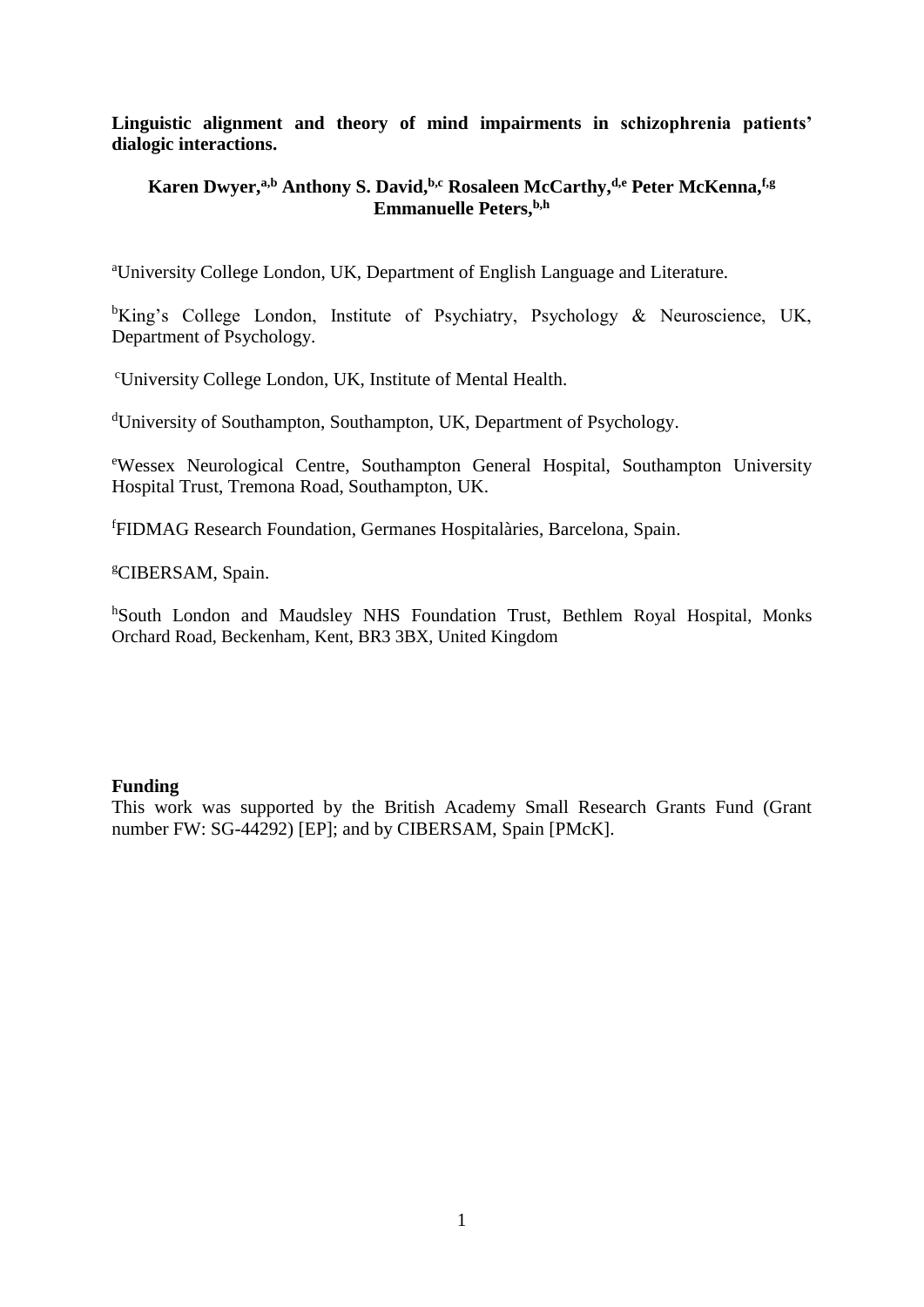**Linguistic alignment and theory of mind impairments in schizophrenia patients' dialogic interactions.**

**Karen Dwyer,[a,b] Anthony S. David,[b,c] Rosaleen McCarthy,[d,e] Peter McKenna,[f,g] Emmanuelle Peters,[b,h]**

[a]University College London, UK, Department of English Language and Literature.

[b]King's College London, Institute of Psychiatry, Psychology & Neuroscience, UK, Department of Psychology.

[c]University College London, UK, Institute of Mental Health.

[d]University of Southampton, Southampton, UK, Department of Psychology.

[e]Wessex Neurological Centre, Southampton General Hospital, Southampton University Hospital Trust, Tremona Road, Southampton, UK.

[f]FIDMAG Research Foundation, Germanes Hospitalàries, Barcelona, Spain.

[g]CIBERSAM, Spain.

[h]South London and Maudsley NHS Foundation Trust, Bethlem Royal Hospital, Monks Orchard Road, Beckenham, Kent, BR3 3BX, United Kingdom

**Funding**

This work was supported by the British Academy Small Research Grants Fund (Grant number FW: SG-44292) [EP]; and by CIBERSAM, Spain [PMcK].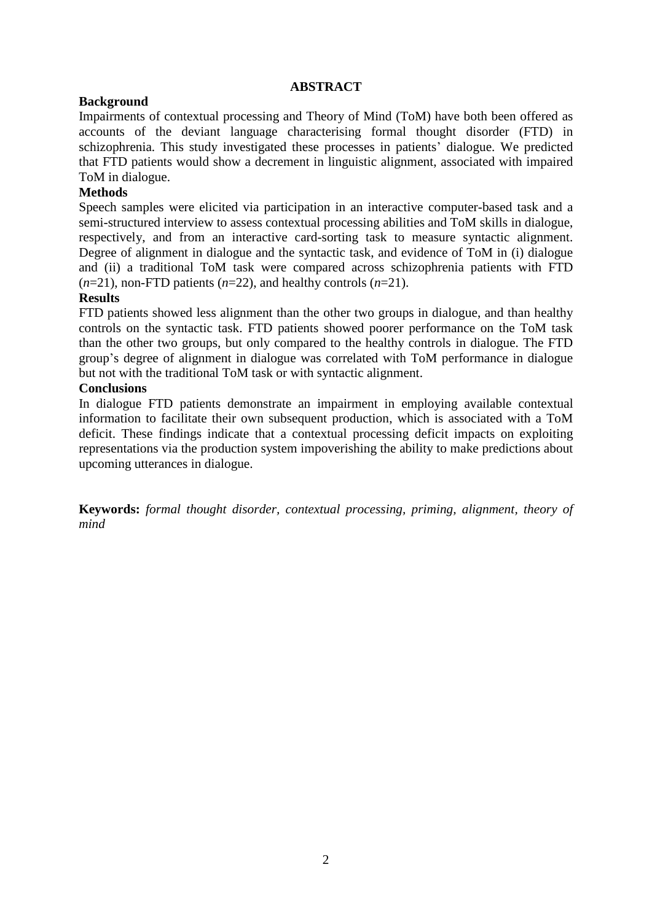# ABSTRACT

### Background

Impairments of contextual processing and Theory of Mind (ToM) have both been offered as accounts of the deviant language characterising formal thought disorder (FTD) in schizophrenia. This study investigated these processes in patients' dialogue. We predicted that FTD patients would show a decrement in linguistic alignment, associated with impaired ToM in dialogue.

### Methods

Speech samples were elicited via participation in an interactive computer-based task and a semi-structured interview to assess contextual processing abilities and ToM skills in dialogue, respectively, and from an interactive card-sorting task to measure syntactic alignment. Degree of alignment in dialogue and the syntactic task, and evidence of ToM in (i) dialogue and (ii) a traditional ToM task were compared across schizophrenia patients with FTD ($n$=21), non-FTD patients ($n$=22), and healthy controls ($n$=21).

### Results

FTD patients showed less alignment than the other two groups in dialogue, and than healthy controls on the syntactic task. FTD patients showed poorer performance on the ToM task than the other two groups, but only compared to the healthy controls in dialogue. The FTD group's degree of alignment in dialogue was correlated with ToM performance in dialogue but not with the traditional ToM task or with syntactic alignment.

### Conclusions

In dialogue FTD patients demonstrate an impairment in employing available contextual information to facilitate their own subsequent production, which is associated with a ToM deficit. These findings indicate that a contextual processing deficit impacts on exploiting representations via the production system impoverishing the ability to make predictions about upcoming utterances in dialogue.

**Keywords:** *formal thought disorder, contextual processing, priming, alignment, theory of mind*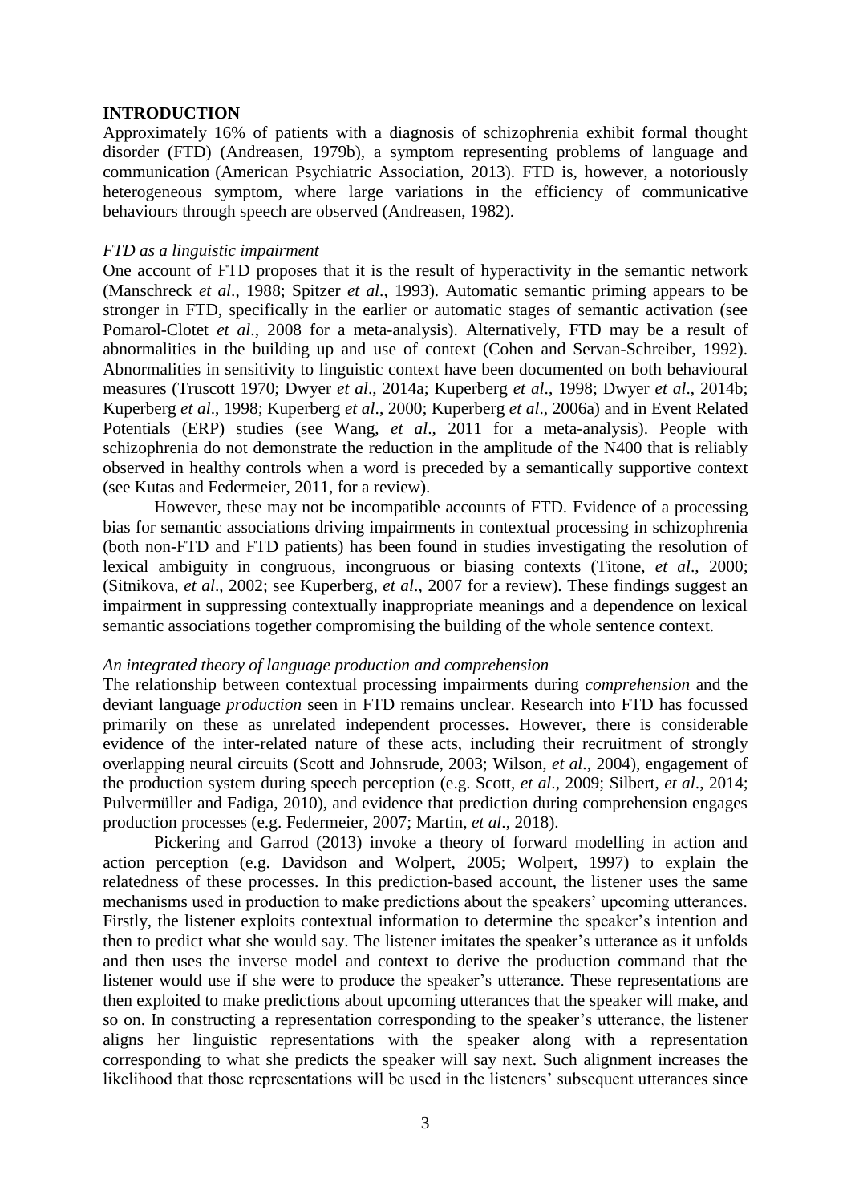## INTRODUCTION

Approximately 16% of patients with a diagnosis of schizophrenia exhibit formal thought disorder (FTD) (Andreasen, 1979b), a symptom representing problems of language and communication (American Psychiatric Association, 2013). FTD is, however, a notoriously heterogeneous symptom, where large variations in the efficiency of communicative behaviours through speech are observed (Andreasen, 1982).

### *FTD as a linguistic impairment*

One account of FTD proposes that it is the result of hyperactivity in the semantic network (Manschreck *et al*., 1988; Spitzer *et al*., 1993). Automatic semantic priming appears to be stronger in FTD, specifically in the earlier or automatic stages of semantic activation (see Pomarol-Clotet *et al*., 2008 for a meta-analysis). Alternatively, FTD may be a result of abnormalities in the building up and use of context (Cohen and Servan-Schreiber, 1992). Abnormalities in sensitivity to linguistic context have been documented on both behavioural measures (Truscott 1970; Dwyer *et al*., 2014a; Kuperberg *et al*., 1998; Dwyer *et al*., 2014b; Kuperberg *et al*., 1998; Kuperberg *et al*., 2000; Kuperberg *et al*., 2006a) and in Event Related Potentials (ERP) studies (see Wang, *et al*., 2011 for a meta-analysis). People with schizophrenia do not demonstrate the reduction in the amplitude of the N400 that is reliably observed in healthy controls when a word is preceded by a semantically supportive context (see Kutas and Federmeier, 2011, for a review).

However, these may not be incompatible accounts of FTD. Evidence of a processing bias for semantic associations driving impairments in contextual processing in schizophrenia (both non-FTD and FTD patients) has been found in studies investigating the resolution of lexical ambiguity in congruous, incongruous or biasing contexts (Titone, *et al*., 2000; (Sitnikova, *et al*., 2002; see Kuperberg, *et al*., 2007 for a review). These findings suggest an impairment in suppressing contextually inappropriate meanings and a dependence on lexical semantic associations together compromising the building of the whole sentence context.

### *An integrated theory of language production and comprehension*

The relationship between contextual processing impairments during *comprehension* and the deviant language *production* seen in FTD remains unclear. Research into FTD has focussed primarily on these as unrelated independent processes. However, there is considerable evidence of the inter-related nature of these acts, including their recruitment of strongly overlapping neural circuits (Scott and Johnsrude, 2003; Wilson, *et al*., 2004), engagement of the production system during speech perception (e.g. Scott, *et al*., 2009; Silbert, *et al*., 2014; Pulvermüller and Fadiga, 2010), and evidence that prediction during comprehension engages production processes (e.g. Federmeier, 2007; Martin, *et al*., 2018).

Pickering and Garrod (2013) invoke a theory of forward modelling in action and action perception (e.g. Davidson and Wolpert, 2005; Wolpert, 1997) to explain the relatedness of these processes. In this prediction-based account, the listener uses the same mechanisms used in production to make predictions about the speakers' upcoming utterances. Firstly, the listener exploits contextual information to determine the speaker's intention and then to predict what she would say. The listener imitates the speaker's utterance as it unfolds and then uses the inverse model and context to derive the production command that the listener would use if she were to produce the speaker's utterance. These representations are then exploited to make predictions about upcoming utterances that the speaker will make, and so on. In constructing a representation corresponding to the speaker's utterance, the listener aligns her linguistic representations with the speaker along with a representation corresponding to what she predicts the speaker will say next. Such alignment increases the likelihood that those representations will be used in the listeners' subsequent utterances since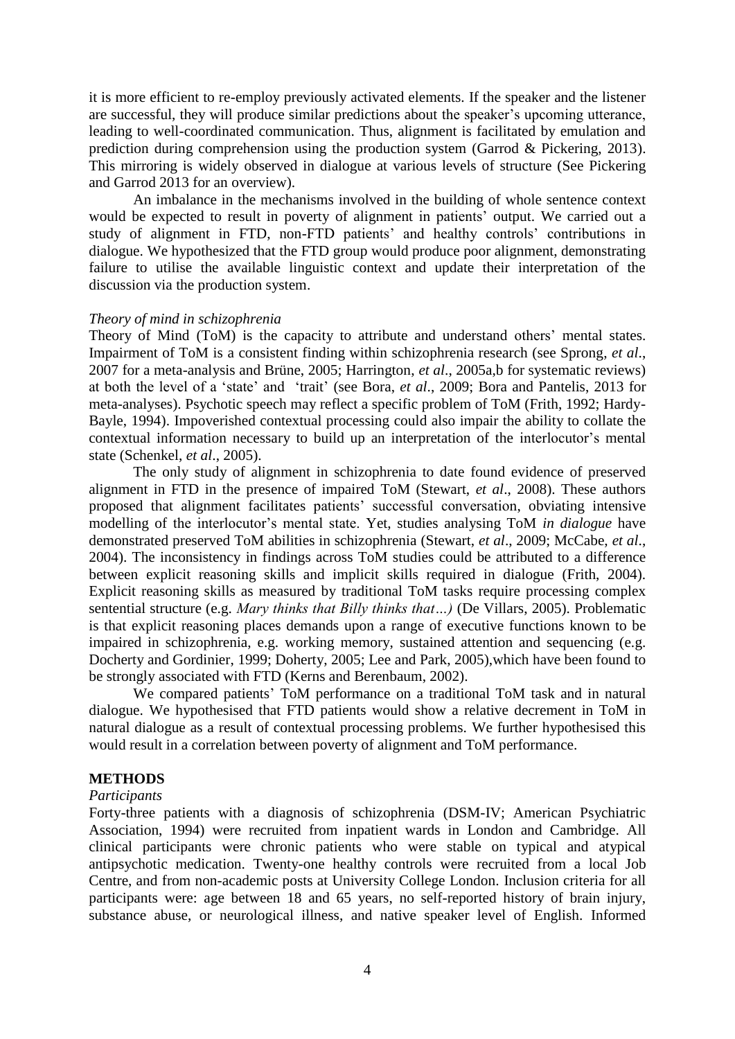it is more efficient to re-employ previously activated elements. If the speaker and the listener are successful, they will produce similar predictions about the speaker's upcoming utterance, leading to well-coordinated communication. Thus, alignment is facilitated by emulation and prediction during comprehension using the production system (Garrod & Pickering, 2013). This mirroring is widely observed in dialogue at various levels of structure (See Pickering and Garrod 2013 for an overview).

An imbalance in the mechanisms involved in the building of whole sentence context would be expected to result in poverty of alignment in patients' output. We carried out a study of alignment in FTD, non-FTD patients' and healthy controls' contributions in dialogue. We hypothesized that the FTD group would produce poor alignment, demonstrating failure to utilise the available linguistic context and update their interpretation of the discussion via the production system.

*Theory of mind in schizophrenia*

Theory of Mind (ToM) is the capacity to attribute and understand others' mental states. Impairment of ToM is a consistent finding within schizophrenia research (see Sprong, *et al*., 2007 for a meta-analysis and Brüne, 2005; Harrington, *et al*., 2005a,b for systematic reviews) at both the level of a 'state' and 'trait' (see Bora, *et al*., 2009; Bora and Pantelis, 2013 for meta-analyses). Psychotic speech may reflect a specific problem of ToM (Frith, 1992; Hardy-Bayle, 1994). Impoverished contextual processing could also impair the ability to collate the contextual information necessary to build up an interpretation of the interlocutor's mental state (Schenkel, *et al*., 2005).

The only study of alignment in schizophrenia to date found evidence of preserved alignment in FTD in the presence of impaired ToM (Stewart, *et al*., 2008). These authors proposed that alignment facilitates patients' successful conversation, obviating intensive modelling of the interlocutor's mental state. Yet, studies analysing ToM *in dialogue* have demonstrated preserved ToM abilities in schizophrenia (Stewart, *et al*., 2009; McCabe, *et al*., 2004). The inconsistency in findings across ToM studies could be attributed to a difference between explicit reasoning skills and implicit skills required in dialogue (Frith, 2004). Explicit reasoning skills as measured by traditional ToM tasks require processing complex sentential structure (e.g. *Mary thinks that Billy thinks that…)* (De Villars, 2005). Problematic is that explicit reasoning places demands upon a range of executive functions known to be impaired in schizophrenia, e.g. working memory, sustained attention and sequencing (e.g. Docherty and Gordinier, 1999; Doherty, 2005; Lee and Park, 2005),which have been found to be strongly associated with FTD (Kerns and Berenbaum, 2002).

We compared patients' ToM performance on a traditional ToM task and in natural dialogue. We hypothesised that FTD patients would show a relative decrement in ToM in natural dialogue as a result of contextual processing problems. We further hypothesised this would result in a correlation between poverty of alignment and ToM performance.

## METHODS

*Participants*

Forty-three patients with a diagnosis of schizophrenia (DSM-IV; American Psychiatric Association, 1994) were recruited from inpatient wards in London and Cambridge. All clinical participants were chronic patients who were stable on typical and atypical antipsychotic medication. Twenty-one healthy controls were recruited from a local Job Centre, and from non-academic posts at University College London. Inclusion criteria for all participants were: age between 18 and 65 years, no self-reported history of brain injury, substance abuse, or neurological illness, and native speaker level of English. Informed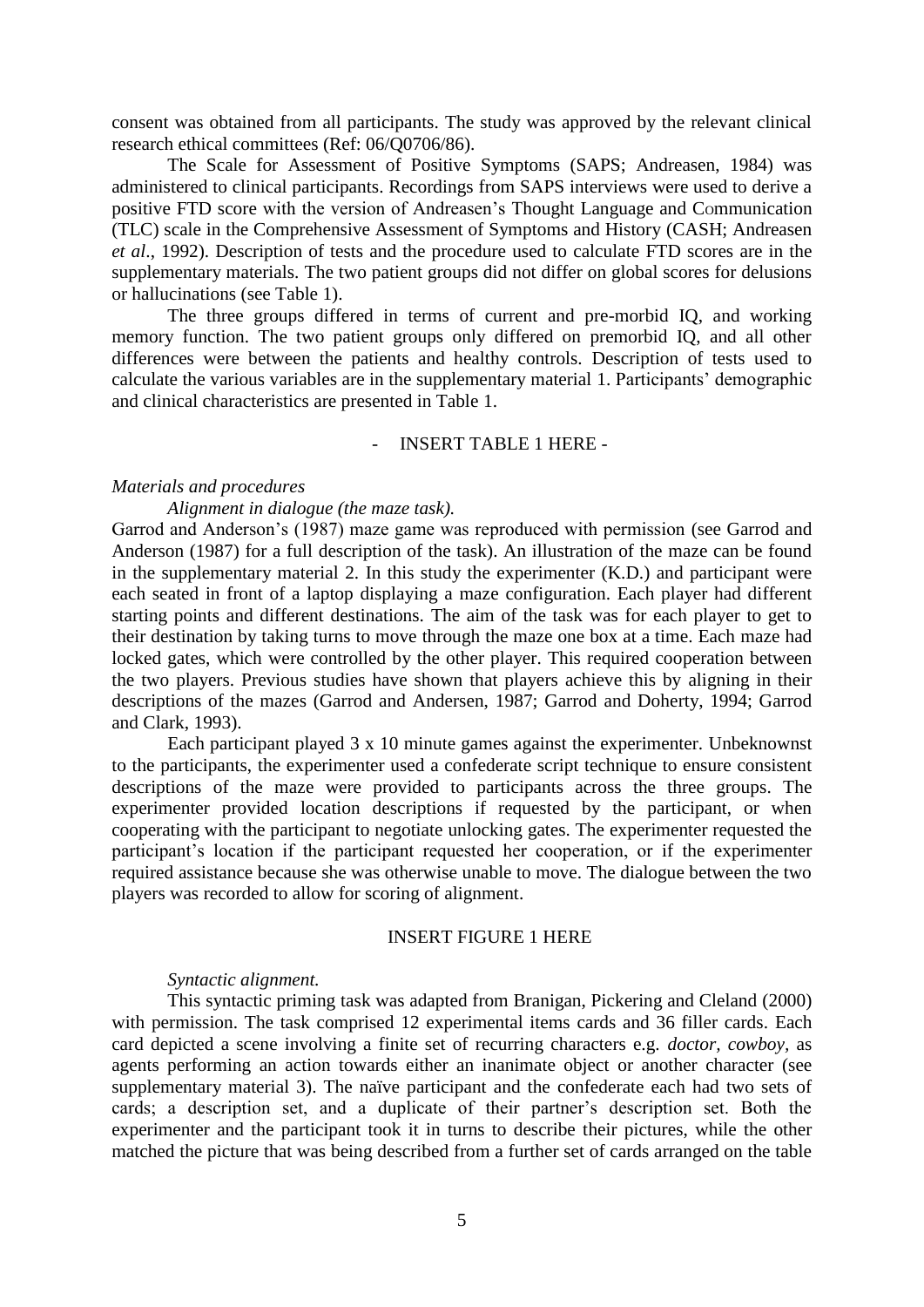consent was obtained from all participants. The study was approved by the relevant clinical research ethical committees (Ref: 06/Q0706/86).

The Scale for Assessment of Positive Symptoms (SAPS; Andreasen, 1984) was administered to clinical participants. Recordings from SAPS interviews were used to derive a positive FTD score with the version of Andreasen's Thought Language and Communication (TLC) scale in the Comprehensive Assessment of Symptoms and History (CASH; Andreasen *et al*., 1992). Description of tests and the procedure used to calculate FTD scores are in the supplementary materials. The two patient groups did not differ on global scores for delusions or hallucinations (see Table 1).

The three groups differed in terms of current and pre-morbid IQ, and working memory function. The two patient groups only differed on premorbid IQ, and all other differences were between the patients and healthy controls. Description of tests used to calculate the various variables are in the supplementary material 1. Participants' demographic and clinical characteristics are presented in Table 1.

- INSERT TABLE 1 HERE -

*Materials and procedures*

*Alignment in dialogue (the maze task).*

Garrod and Anderson's (1987) maze game was reproduced with permission (see Garrod and Anderson (1987) for a full description of the task). An illustration of the maze can be found in the supplementary material 2. In this study the experimenter (K.D.) and participant were each seated in front of a laptop displaying a maze configuration. Each player had different starting points and different destinations. The aim of the task was for each player to get to their destination by taking turns to move through the maze one box at a time. Each maze had locked gates, which were controlled by the other player. This required cooperation between the two players. Previous studies have shown that players achieve this by aligning in their descriptions of the mazes (Garrod and Andersen, 1987; Garrod and Doherty, 1994; Garrod and Clark, 1993).

Each participant played 3 x 10 minute games against the experimenter. Unbeknownst to the participants, the experimenter used a confederate script technique to ensure consistent descriptions of the maze were provided to participants across the three groups. The experimenter provided location descriptions if requested by the participant, or when cooperating with the participant to negotiate unlocking gates. The experimenter requested the participant's location if the participant requested her cooperation, or if the experimenter required assistance because she was otherwise unable to move. The dialogue between the two players was recorded to allow for scoring of alignment.

INSERT FIGURE 1 HERE

*Syntactic alignment.*

This syntactic priming task was adapted from Branigan, Pickering and Cleland (2000) with permission. The task comprised 12 experimental items cards and 36 filler cards. Each card depicted a scene involving a finite set of recurring characters e.g. *doctor, cowboy,* as agents performing an action towards either an inanimate object or another character (see supplementary material 3). The naïve participant and the confederate each had two sets of cards; a description set, and a duplicate of their partner's description set. Both the experimenter and the participant took it in turns to describe their pictures, while the other matched the picture that was being described from a further set of cards arranged on the table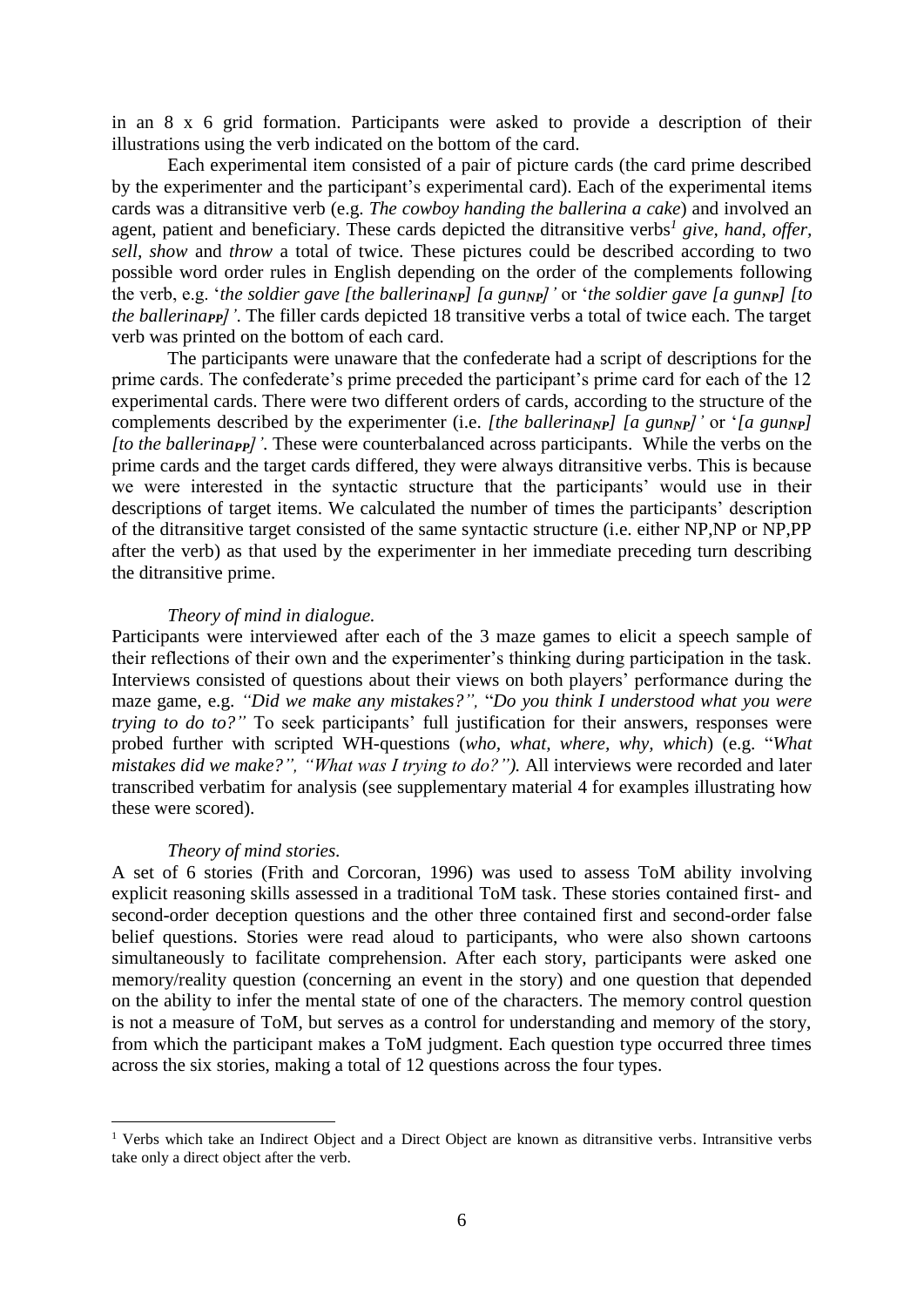in an 8 x 6 grid formation. Participants were asked to provide a description of their illustrations using the verb indicated on the bottom of the card.

Each experimental item consisted of a pair of picture cards (the card prime described by the experimenter and the participant's experimental card). Each of the experimental items cards was a ditransitive verb (e.g. *The cowboy handing the ballerina a cake*) and involved an agent, patient and beneficiary. These cards depicted the ditransitive verbs[1] *give, hand, offer, sell, show* and *throw* a total of twice. These pictures could be described according to two possible word order rules in English depending on the order of the complements following the verb, e.g. '*the soldier gave [the ballerina$_{NP}$] [a gun$_{NP}$]*' or '*the soldier gave [a gun$_{NP}$] [to the ballerina$_{PP}$]*'. The filler cards depicted 18 transitive verbs a total of twice each. The target verb was printed on the bottom of each card.

The participants were unaware that the confederate had a script of descriptions for the prime cards. The confederate's prime preceded the participant's prime card for each of the 12 experimental cards. There were two different orders of cards, according to the structure of the complements described by the experimenter (i.e. *[the ballerina$_{NP}$] [a gun$_{NP}$]*' or '*[a gun$_{NP}$] [to the ballerina$_{PP}$]*'. These were counterbalanced across participants. While the verbs on the prime cards and the target cards differed, they were always ditransitive verbs. This is because we were interested in the syntactic structure that the participants' would use in their descriptions of target items. We calculated the number of times the participants' description of the ditransitive target consisted of the same syntactic structure (i.e. either NP,NP or NP,PP after the verb) as that used by the experimenter in her immediate preceding turn describing the ditransitive prime.

*Theory of mind in dialogue.*

Participants were interviewed after each of the 3 maze games to elicit a speech sample of their reflections of their own and the experimenter's thinking during participation in the task. Interviews consisted of questions about their views on both players' performance during the maze game, e.g. *"Did we make any mistakes?"*, "*Do you think I understood what you were trying to do to?"* To seek participants' full justification for their answers, responses were probed further with scripted WH-questions (*who, what, where, why, which*) (e.g. "*What mistakes did we make?", "What was I trying to do?")*. All interviews were recorded and later transcribed verbatim for analysis (see supplementary material 4 for examples illustrating how these were scored).

*Theory of mind stories.*

A set of 6 stories (Frith and Corcoran, 1996) was used to assess ToM ability involving explicit reasoning skills assessed in a traditional ToM task. These stories contained first- and second-order deception questions and the other three contained first and second-order false belief questions. Stories were read aloud to participants, who were also shown cartoons simultaneously to facilitate comprehension. After each story, participants were asked one memory/reality question (concerning an event in the story) and one question that depended on the ability to infer the mental state of one of the characters. The memory control question is not a measure of ToM, but serves as a control for understanding and memory of the story, from which the participant makes a ToM judgment. Each question type occurred three times across the six stories, making a total of 12 questions across the four types.

[1] Verbs which take an Indirect Object and a Direct Object are known as ditransitive verbs. Intransitive verbs take only a direct object after the verb.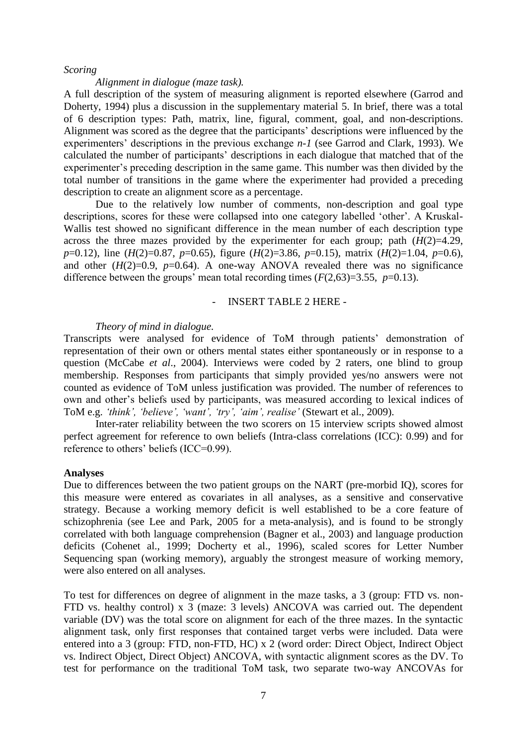*Scoring*

*Alignment in dialogue (maze task).*

A full description of the system of measuring alignment is reported elsewhere (Garrod and Doherty, 1994) plus a discussion in the supplementary material 5. In brief, there was a total of 6 description types: Path, matrix, line, figural, comment, goal, and non-descriptions. Alignment was scored as the degree that the participants' descriptions were influenced by the experimenters' descriptions in the previous exchange *n-1* (see Garrod and Clark, 1993). We calculated the number of participants' descriptions in each dialogue that matched that of the experimenter's preceding description in the same game. This number was then divided by the total number of transitions in the game where the experimenter had provided a preceding description to create an alignment score as a percentage.

Due to the relatively low number of comments, non-description and goal type descriptions, scores for these were collapsed into one category labelled 'other'. A Kruskal-Wallis test showed no significant difference in the mean number of each description type across the three mazes provided by the experimenter for each group; path ($H(2)=4.29$, $p=0.12$), line ($H(2)=0.87$, $p=0.65$), figure ($H(2)=3.86$, $p=0.15$), matrix ($H(2)=1.04$, $p=0.6$), and other ($H(2)=0.9$, $p=0.64$). A one-way ANOVA revealed there was no significance difference between the groups' mean total recording times ($F(2,63)=3.55$, $p=0.13$).

- INSERT TABLE 2 HERE -

*Theory of mind in dialogue.*

Transcripts were analysed for evidence of ToM through patients' demonstration of representation of their own or others mental states either spontaneously or in response to a question (McCabe *et al*., 2004). Interviews were coded by 2 raters, one blind to group membership. Responses from participants that simply provided yes/no answers were not counted as evidence of ToM unless justification was provided. The number of references to own and other's beliefs used by participants, was measured according to lexical indices of ToM e.g. *'think', 'believe', 'want', 'try', 'aim', realise'* (Stewart et al., 2009).

Inter-rater reliability between the two scorers on 15 interview scripts showed almost perfect agreement for reference to own beliefs (Intra-class correlations (ICC): 0.99) and for reference to others' beliefs (ICC=0.99).

**Analyses**

Due to differences between the two patient groups on the NART (pre-morbid IQ), scores for this measure were entered as covariates in all analyses, as a sensitive and conservative strategy. Because a working memory deficit is well established to be a core feature of schizophrenia (see Lee and Park, 2005 for a meta-analysis), and is found to be strongly correlated with both language comprehension (Bagner et al., 2003) and language production deficits (Cohenet al., 1999; Docherty et al., 1996), scaled scores for Letter Number Sequencing span (working memory), arguably the strongest measure of working memory, were also entered on all analyses.

To test for differences on degree of alignment in the maze tasks, a 3 (group: FTD vs. non-FTD vs. healthy control) x 3 (maze: 3 levels) ANCOVA was carried out. The dependent variable (DV) was the total score on alignment for each of the three mazes. In the syntactic alignment task, only first responses that contained target verbs were included. Data were entered into a 3 (group: FTD, non-FTD, HC) x 2 (word order: Direct Object, Indirect Object vs. Indirect Object, Direct Object) ANCOVA, with syntactic alignment scores as the DV. To test for performance on the traditional ToM task, two separate two-way ANCOVAs for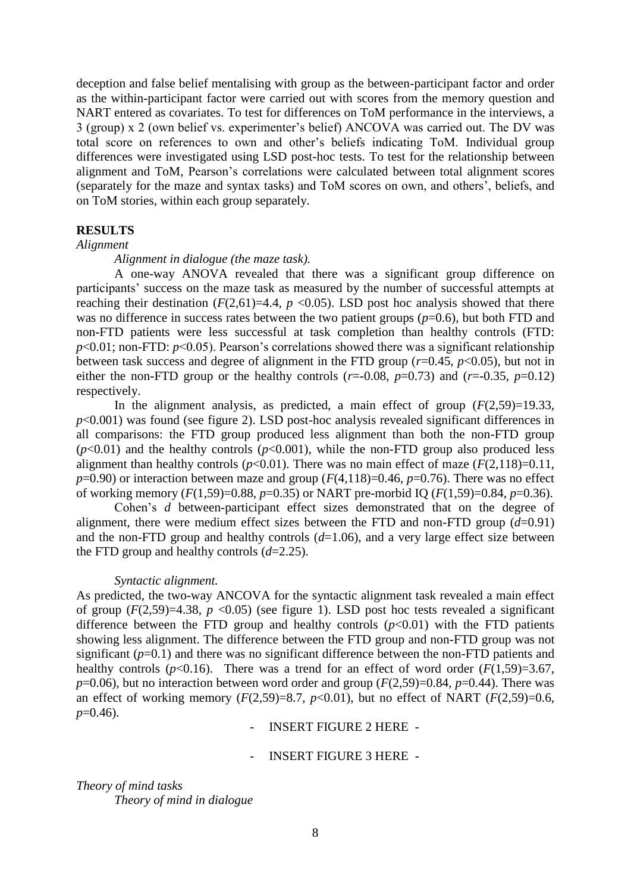deception and false belief mentalising with group as the between-participant factor and order as the within-participant factor were carried out with scores from the memory question and NART entered as covariates. To test for differences on ToM performance in the interviews, a 3 (group) x 2 (own belief vs. experimenter's belief) ANCOVA was carried out. The DV was total score on references to own and other's beliefs indicating ToM. Individual group differences were investigated using LSD post-hoc tests. To test for the relationship between alignment and ToM, Pearson's correlations were calculated between total alignment scores (separately for the maze and syntax tasks) and ToM scores on own, and others', beliefs, and on ToM stories, within each group separately.

## RESULTS

*Alignment*

*Alignment in dialogue (the maze task).*

A one-way ANOVA revealed that there was a significant group difference on participants' success on the maze task as measured by the number of successful attempts at reaching their destination ($F(2,61)=4.4$, $p<0.05$). LSD post hoc analysis showed that there was no difference in success rates between the two patient groups ($p=0.6$), but both FTD and non-FTD patients were less successful at task completion than healthy controls (FTD: $p<0.01$; non-FTD: $p<0.05$). Pearson's correlations showed there was a significant relationship between task success and degree of alignment in the FTD group ($r=0.45$, $p<0.05$), but not in either the non-FTD group or the healthy controls ($r=-0.08$, $p=0.73$) and ($r=-0.35$, $p=0.12$) respectively.

In the alignment analysis, as predicted, a main effect of group ($F(2,59)=19.33$, $p<0.001$) was found (see figure 2). LSD post-hoc analysis revealed significant differences in all comparisons: the FTD group produced less alignment than both the non-FTD group ($p<0.01$) and the healthy controls ($p<0.001$), while the non-FTD group also produced less alignment than healthy controls ($p<0.01$). There was no main effect of maze ($F(2,118)=0.11$, $p=0.90$) or interaction between maze and group ($F(4,118)=0.46$, $p=0.76$). There was no effect of working memory ($F(1,59)=0.88$, $p=0.35$) or NART pre-morbid IQ ($F(1,59)=0.84$, $p=0.36$).

Cohen's *d* between-participant effect sizes demonstrated that on the degree of alignment, there were medium effect sizes between the FTD and non-FTD group ($d=0.91$) and the non-FTD group and healthy controls ($d=1.06$), and a very large effect size between the FTD group and healthy controls ($d=2.25$).

*Syntactic alignment.*

As predicted, the two-way ANCOVA for the syntactic alignment task revealed a main effect of group ($F(2,59)=4.38$, $p<0.05$) (see figure 1). LSD post hoc tests revealed a significant difference between the FTD group and healthy controls ($p<0.01$) with the FTD patients showing less alignment. The difference between the FTD group and non-FTD group was not significant ($p=0.1$) and there was no significant difference between the non-FTD patients and healthy controls ($p<0.16$). There was a trend for an effect of word order ($F(1,59)=3.67$, $p=0.06$), but no interaction between word order and group ($F(2,59)=0.84$, $p=0.44$). There was an effect of working memory ($F(2,59)=8.7$, $p<0.01$), but no effect of NART ($F(2,59)=0.6$, $p=0.46$).

- INSERT FIGURE 2 HERE -

- INSERT FIGURE 3 HERE -

*Theory of mind tasks*

*Theory of mind in dialogue*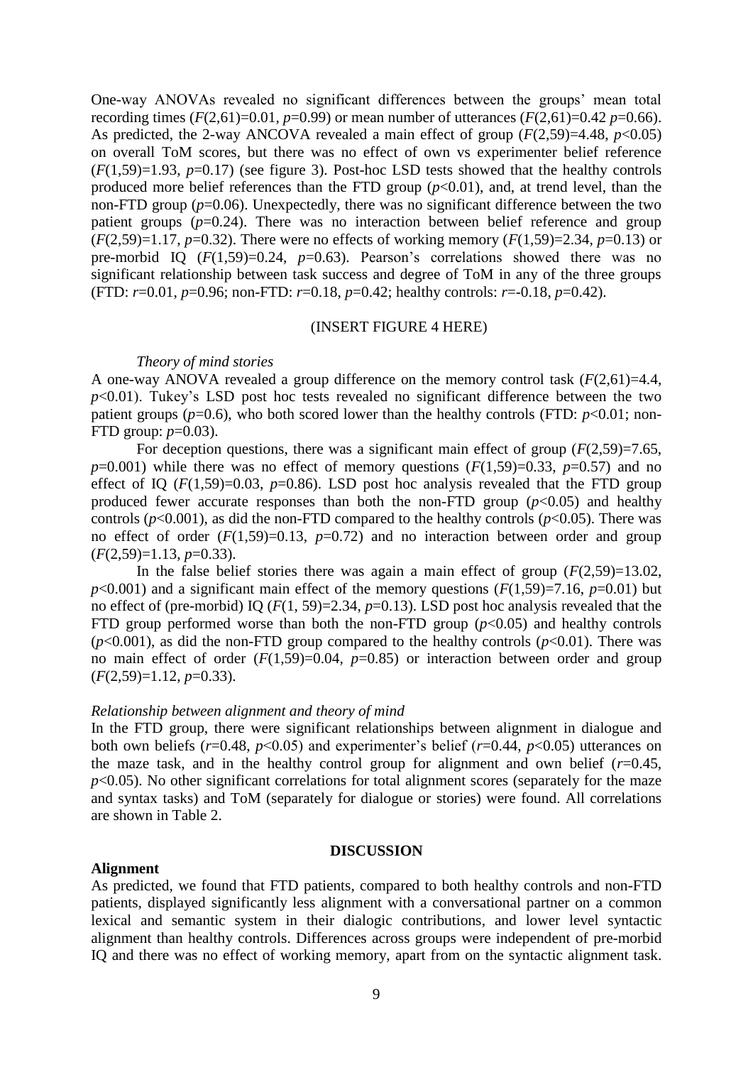One-way ANOVAs revealed no significant differences between the groups' mean total recording times ($F(2,61)=0.01$, $p=0.99$) or mean number of utterances ($F(2,61)=0.42$ $p=0.66$). As predicted, the 2-way ANCOVA revealed a main effect of group ($F(2,59)=4.48$, $p<0.05$) on overall ToM scores, but there was no effect of own vs experimenter belief reference ($F(1,59)=1.93$, $p=0.17$) (see figure 3). Post-hoc LSD tests showed that the healthy controls produced more belief references than the FTD group ($p<0.01$), and, at trend level, than the non-FTD group ($p=0.06$). Unexpectedly, there was no significant difference between the two patient groups ($p=0.24$). There was no interaction between belief reference and group ($F(2,59)=1.17$, $p=0.32$). There were no effects of working memory ($F(1,59)=2.34$, $p=0.13$) or pre-morbid IQ ($F(1,59)=0.24$, $p=0.63$). Pearson's correlations showed there was no significant relationship between task success and degree of ToM in any of the three groups (FTD: $r=0.01$, $p=0.96$; non-FTD: $r=0.18$, $p=0.42$; healthy controls: $r=-0.18$, $p=0.42$).

(INSERT FIGURE 4 HERE)

*Theory of mind stories*

A one-way ANOVA revealed a group difference on the memory control task ($F(2,61)=4.4$, $p<0.01$). Tukey's LSD post hoc tests revealed no significant difference between the two patient groups ($p=0.6$), who both scored lower than the healthy controls (FTD: $p<0.01$; non-FTD group: $p=0.03$).

For deception questions, there was a significant main effect of group ($F(2,59)=7.65$, $p=0.001$) while there was no effect of memory questions ($F(1,59)=0.33$, $p=0.57$) and no effect of IQ ($F(1,59)=0.03$, $p=0.86$). LSD post hoc analysis revealed that the FTD group produced fewer accurate responses than both the non-FTD group ($p<0.05$) and healthy controls ($p<0.001$), as did the non-FTD compared to the healthy controls ($p<0.05$). There was no effect of order ($F(1,59)=0.13$, $p=0.72$) and no interaction between order and group ($F(2,59)=1.13$, $p=0.33$).

In the false belief stories there was again a main effect of group ($F(2,59)=13.02$, $p<0.001$) and a significant main effect of the memory questions ($F(1,59)=7.16$, $p=0.01$) but no effect of (pre-morbid) IQ ($F(1, 59)=2.34$, $p=0.13$). LSD post hoc analysis revealed that the FTD group performed worse than both the non-FTD group ($p<0.05$) and healthy controls ($p<0.001$), as did the non-FTD group compared to the healthy controls ($p<0.01$). There was no main effect of order ($F(1,59)=0.04$, $p=0.85$) or interaction between order and group ($F(2,59)=1.12$, $p=0.33$).

*Relationship between alignment and theory of mind*

In the FTD group, there were significant relationships between alignment in dialogue and both own beliefs ($r=0.48$, $p<0.05$) and experimenter's belief ($r=0.44$, $p<0.05$) utterances on the maze task, and in the healthy control group for alignment and own belief ($r=0.45$, $p<0.05$). No other significant correlations for total alignment scores (separately for the maze and syntax tasks) and ToM (separately for dialogue or stories) were found. All correlations are shown in Table 2.

## DISCUSSION

**Alignment**

As predicted, we found that FTD patients, compared to both healthy controls and non-FTD patients, displayed significantly less alignment with a conversational partner on a common lexical and semantic system in their dialogic contributions, and lower level syntactic alignment than healthy controls. Differences across groups were independent of pre-morbid IQ and there was no effect of working memory, apart from on the syntactic alignment task.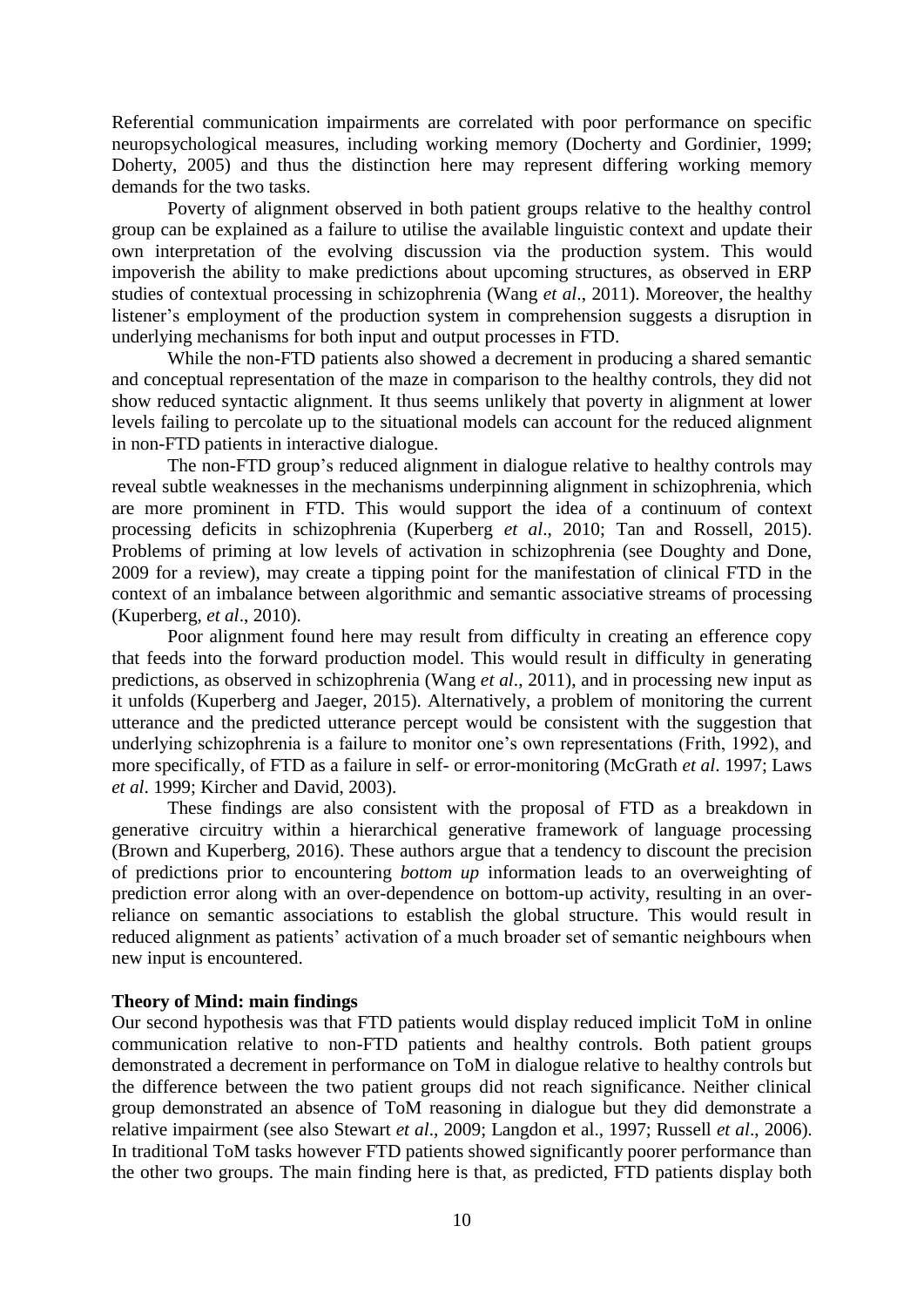Referential communication impairments are correlated with poor performance on specific neuropsychological measures, including working memory (Docherty and Gordinier, 1999; Doherty, 2005) and thus the distinction here may represent differing working memory demands for the two tasks.

Poverty of alignment observed in both patient groups relative to the healthy control group can be explained as a failure to utilise the available linguistic context and update their own interpretation of the evolving discussion via the production system. This would impoverish the ability to make predictions about upcoming structures, as observed in ERP studies of contextual processing in schizophrenia (Wang *et al*., 2011). Moreover, the healthy listener's employment of the production system in comprehension suggests a disruption in underlying mechanisms for both input and output processes in FTD.

While the non-FTD patients also showed a decrement in producing a shared semantic and conceptual representation of the maze in comparison to the healthy controls, they did not show reduced syntactic alignment. It thus seems unlikely that poverty in alignment at lower levels failing to percolate up to the situational models can account for the reduced alignment in non-FTD patients in interactive dialogue.

The non-FTD group's reduced alignment in dialogue relative to healthy controls may reveal subtle weaknesses in the mechanisms underpinning alignment in schizophrenia, which are more prominent in FTD. This would support the idea of a continuum of context processing deficits in schizophrenia (Kuperberg *et al*., 2010; Tan and Rossell, 2015). Problems of priming at low levels of activation in schizophrenia (see Doughty and Done, 2009 for a review), may create a tipping point for the manifestation of clinical FTD in the context of an imbalance between algorithmic and semantic associative streams of processing (Kuperberg, *et al*., 2010).

Poor alignment found here may result from difficulty in creating an efference copy that feeds into the forward production model. This would result in difficulty in generating predictions, as observed in schizophrenia (Wang *et al*., 2011), and in processing new input as it unfolds (Kuperberg and Jaeger, 2015). Alternatively, a problem of monitoring the current utterance and the predicted utterance percept would be consistent with the suggestion that underlying schizophrenia is a failure to monitor one's own representations (Frith, 1992), and more specifically, of FTD as a failure in self- or error-monitoring (McGrath *et al*. 1997; Laws *et al*. 1999; Kircher and David, 2003).

These findings are also consistent with the proposal of FTD as a breakdown in generative circuitry within a hierarchical generative framework of language processing (Brown and Kuperberg, 2016). These authors argue that a tendency to discount the precision of predictions prior to encountering *bottom up* information leads to an overweighting of prediction error along with an over-dependence on bottom-up activity, resulting in an over-reliance on semantic associations to establish the global structure. This would result in reduced alignment as patients' activation of a much broader set of semantic neighbours when new input is encountered.

**Theory of Mind: main findings**

Our second hypothesis was that FTD patients would display reduced implicit ToM in online communication relative to non-FTD patients and healthy controls. Both patient groups demonstrated a decrement in performance on ToM in dialogue relative to healthy controls but the difference between the two patient groups did not reach significance. Neither clinical group demonstrated an absence of ToM reasoning in dialogue but they did demonstrate a relative impairment (see also Stewart *et al*., 2009; Langdon et al., 1997; Russell *et al*., 2006). In traditional ToM tasks however FTD patients showed significantly poorer performance than the other two groups. The main finding here is that, as predicted, FTD patients display both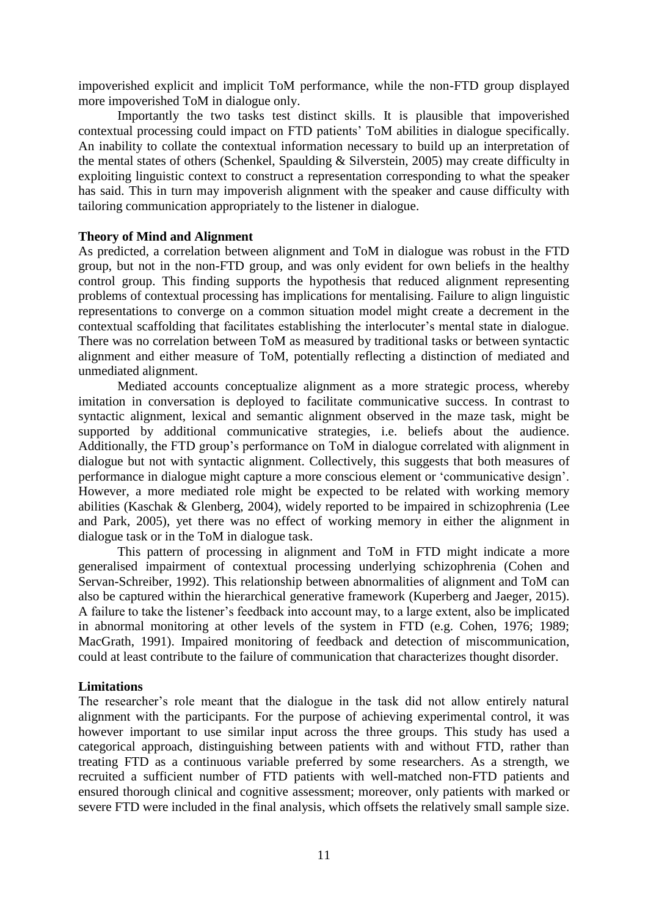impoverished explicit and implicit ToM performance, while the non-FTD group displayed more impoverished ToM in dialogue only.

Importantly the two tasks test distinct skills. It is plausible that impoverished contextual processing could impact on FTD patients' ToM abilities in dialogue specifically. An inability to collate the contextual information necessary to build up an interpretation of the mental states of others (Schenkel, Spaulding & Silverstein, 2005) may create difficulty in exploiting linguistic context to construct a representation corresponding to what the speaker has said. This in turn may impoverish alignment with the speaker and cause difficulty with tailoring communication appropriately to the listener in dialogue.

**Theory of Mind and Alignment**

As predicted, a correlation between alignment and ToM in dialogue was robust in the FTD group, but not in the non-FTD group, and was only evident for own beliefs in the healthy control group. This finding supports the hypothesis that reduced alignment representing problems of contextual processing has implications for mentalising. Failure to align linguistic representations to converge on a common situation model might create a decrement in the contextual scaffolding that facilitates establishing the interlocuter's mental state in dialogue. There was no correlation between ToM as measured by traditional tasks or between syntactic alignment and either measure of ToM, potentially reflecting a distinction of mediated and unmediated alignment.

Mediated accounts conceptualize alignment as a more strategic process, whereby imitation in conversation is deployed to facilitate communicative success. In contrast to syntactic alignment, lexical and semantic alignment observed in the maze task, might be supported by additional communicative strategies, i.e. beliefs about the audience. Additionally, the FTD group's performance on ToM in dialogue correlated with alignment in dialogue but not with syntactic alignment. Collectively, this suggests that both measures of performance in dialogue might capture a more conscious element or 'communicative design'. However, a more mediated role might be expected to be related with working memory abilities (Kaschak & Glenberg, 2004), widely reported to be impaired in schizophrenia (Lee and Park, 2005), yet there was no effect of working memory in either the alignment in dialogue task or in the ToM in dialogue task.

This pattern of processing in alignment and ToM in FTD might indicate a more generalised impairment of contextual processing underlying schizophrenia (Cohen and Servan-Schreiber, 1992). This relationship between abnormalities of alignment and ToM can also be captured within the hierarchical generative framework (Kuperberg and Jaeger, 2015). A failure to take the listener's feedback into account may, to a large extent, also be implicated in abnormal monitoring at other levels of the system in FTD (e.g. Cohen, 1976; 1989; MacGrath, 1991). Impaired monitoring of feedback and detection of miscommunication, could at least contribute to the failure of communication that characterizes thought disorder.

**Limitations**

The researcher's role meant that the dialogue in the task did not allow entirely natural alignment with the participants. For the purpose of achieving experimental control, it was however important to use similar input across the three groups. This study has used a categorical approach, distinguishing between patients with and without FTD, rather than treating FTD as a continuous variable preferred by some researchers. As a strength, we recruited a sufficient number of FTD patients with well-matched non-FTD patients and ensured thorough clinical and cognitive assessment; moreover, only patients with marked or severe FTD were included in the final analysis, which offsets the relatively small sample size.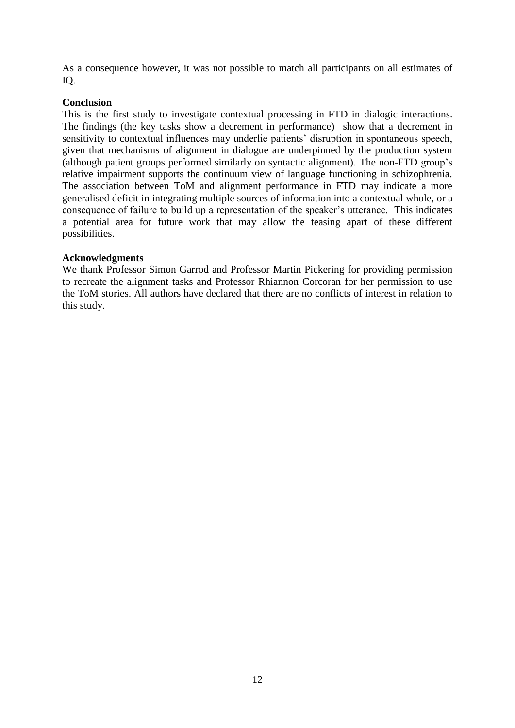As a consequence however, it was not possible to match all participants on all estimates of IQ.

**Conclusion**

This is the first study to investigate contextual processing in FTD in dialogic interactions. The findings (the key tasks show a decrement in performance) show that a decrement in sensitivity to contextual influences may underlie patients' disruption in spontaneous speech, given that mechanisms of alignment in dialogue are underpinned by the production system (although patient groups performed similarly on syntactic alignment). The non-FTD group's relative impairment supports the continuum view of language functioning in schizophrenia. The association between ToM and alignment performance in FTD may indicate a more generalised deficit in integrating multiple sources of information into a contextual whole, or a consequence of failure to build up a representation of the speaker's utterance. This indicates a potential area for future work that may allow the teasing apart of these different possibilities.

**Acknowledgments**

We thank Professor Simon Garrod and Professor Martin Pickering for providing permission to recreate the alignment tasks and Professor Rhiannon Corcoran for her permission to use the ToM stories. All authors have declared that there are no conflicts of interest in relation to this study.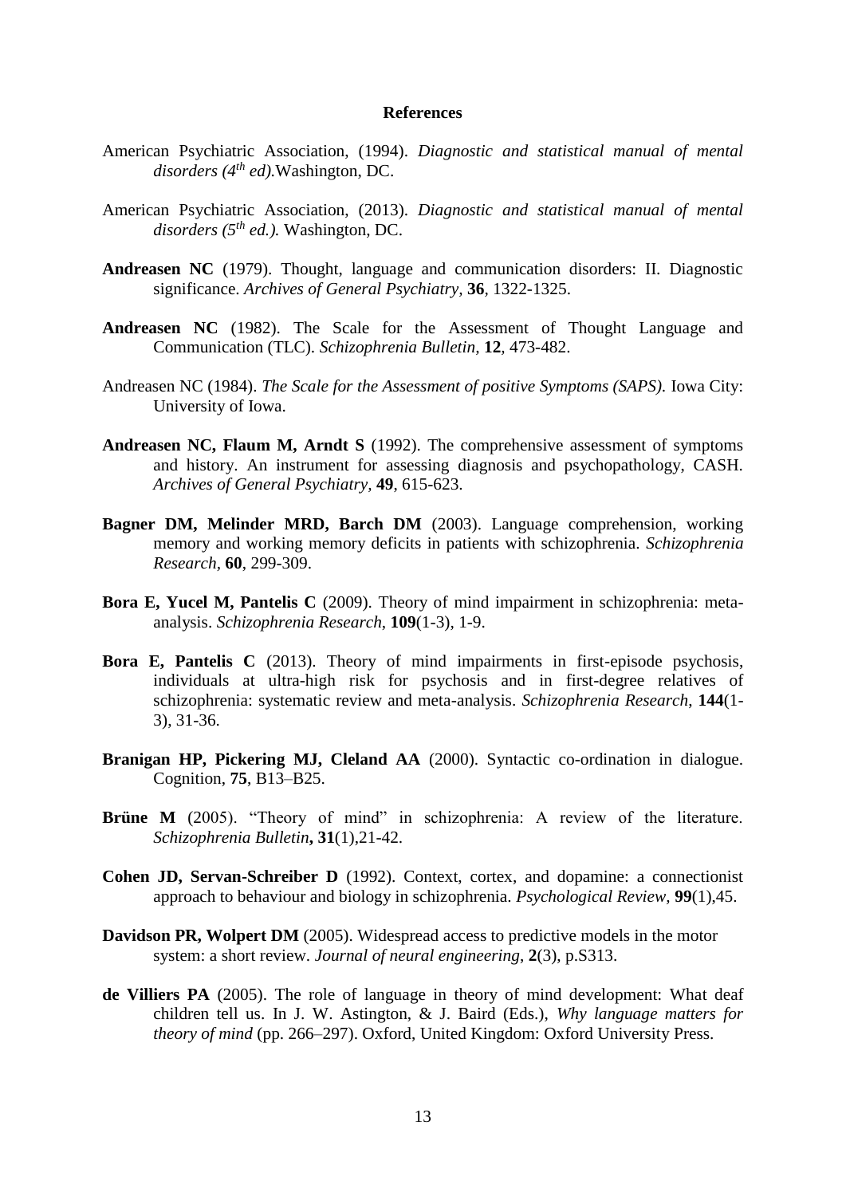**References**

American Psychiatric Association, (1994). *Diagnostic and statistical manual of mental disorders (4th ed).*Washington, DC.

American Psychiatric Association, (2013). *Diagnostic and statistical manual of mental disorders (5th ed.).* Washington, DC.

**Andreasen NC** (1979). Thought, language and communication disorders: II. Diagnostic significance. *Archives of General Psychiatry*, **36**, 1322-1325.

**Andreasen NC** (1982). The Scale for the Assessment of Thought Language and Communication (TLC). *Schizophrenia Bulletin*, **12**, 473-482.

Andreasen NC (1984). *The Scale for the Assessment of positive Symptoms (SAPS).* Iowa City: University of Iowa.

**Andreasen NC, Flaum M, Arndt S** (1992). The comprehensive assessment of symptoms and history. An instrument for assessing diagnosis and psychopathology, CASH. *Archives of General Psychiatry*, **49**, 615-623.

**Bagner DM, Melinder MRD, Barch DM** (2003). Language comprehension, working memory and working memory deficits in patients with schizophrenia. *Schizophrenia Research*, **60**, 299-309.

**Bora E, Yucel M, Pantelis C** (2009). Theory of mind impairment in schizophrenia: meta-analysis. *Schizophrenia Research*, **109**(1-3), 1-9.

**Bora E, Pantelis C** (2013). Theory of mind impairments in first-episode psychosis, individuals at ultra-high risk for psychosis and in first-degree relatives of schizophrenia: systematic review and meta-analysis. *Schizophrenia Research*, **144**(1-3), 31-36.

**Branigan HP, Pickering MJ, Cleland AA** (2000). Syntactic co-ordination in dialogue. Cognition, **75**, B13–B25.

**Brüne M** (2005). "Theory of mind" in schizophrenia: A review of the literature. *Schizophrenia Bulletin*, **31**(1),21-42.

**Cohen JD, Servan-Schreiber D** (1992). Context, cortex, and dopamine: a connectionist approach to behaviour and biology in schizophrenia. *Psychological Review*, **99**(1),45.

**Davidson PR, Wolpert DM** (2005). Widespread access to predictive models in the motor system: a short review. *Journal of neural engineering*, **2**(3), p.S313.

**de Villiers PA** (2005). The role of language in theory of mind development: What deaf children tell us. In J. W. Astington, & J. Baird (Eds.), *Why language matters for theory of mind* (pp. 266–297). Oxford, United Kingdom: Oxford University Press.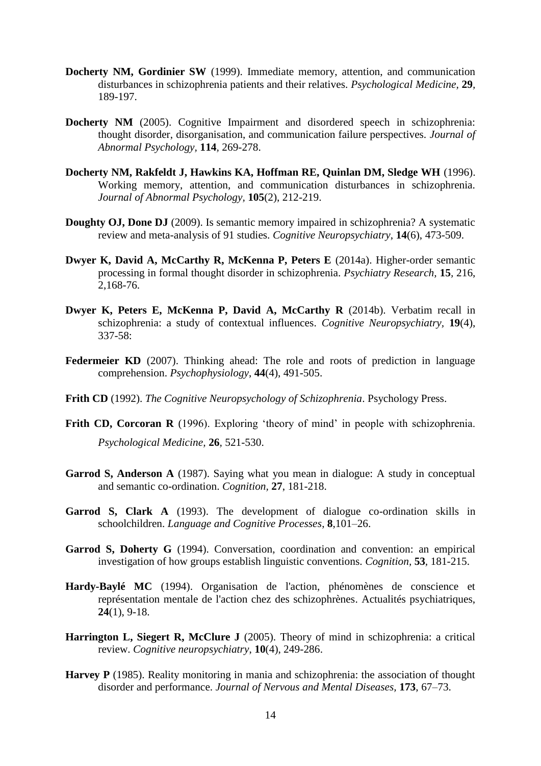**Docherty NM, Gordinier SW** (1999). Immediate memory, attention, and communication disturbances in schizophrenia patients and their relatives. *Psychological Medicine*, **29**, 189-197.

**Docherty NM** (2005). Cognitive Impairment and disordered speech in schizophrenia: thought disorder, disorganisation, and communication failure perspectives. *Journal of Abnormal Psychology*, **114**, 269-278.

**Docherty NM, Rakfeldt J, Hawkins KA, Hoffman RE, Quinlan DM, Sledge WH** (1996). Working memory, attention, and communication disturbances in schizophrenia. *Journal of Abnormal Psychology*, **105**(2), 212-219.

**Doughty OJ, Done DJ** (2009). Is semantic memory impaired in schizophrenia? A systematic review and meta-analysis of 91 studies. *Cognitive Neuropsychiatry*, **14**(6), 473-509.

**Dwyer K, David A, McCarthy R, McKenna P, Peters E** (2014a). Higher-order semantic processing in formal thought disorder in schizophrenia. *Psychiatry Research*, **15**, 216, 2,168-76.

**Dwyer K, Peters E, McKenna P, David A, McCarthy R** (2014b). Verbatim recall in schizophrenia: a study of contextual influences. *Cognitive Neuropsychiatry*, **19**(4), 337-58:

**Federmeier KD** (2007). Thinking ahead: The role and roots of prediction in language comprehension. *Psychophysiology*, **44**(4), 491-505.

**Frith CD** (1992). *The Cognitive Neuropsychology of Schizophrenia*. Psychology Press.

**Frith CD, Corcoran R** (1996). Exploring 'theory of mind' in people with schizophrenia. *Psychological Medicine,* **26**, 521-530.

**Garrod S, Anderson A** (1987). Saying what you mean in dialogue: A study in conceptual and semantic co-ordination. *Cognition*, **27**, 181-218.

**Garrod S, Clark A** (1993). The development of dialogue co-ordination skills in schoolchildren. *Language and Cognitive Processes*, **8**,101–26.

**Garrod S, Doherty G** (1994). Conversation, coordination and convention: an empirical investigation of how groups establish linguistic conventions. *Cognition*, **53**, 181-215.

**Hardy-Baylé MC** (1994). Organisation de l'action, phénomènes de conscience et représentation mentale de l'action chez des schizophrènes. Actualités psychiatriques, **24**(1), 9-18.

**Harrington L, Siegert R, McClure J** (2005). Theory of mind in schizophrenia: a critical review. *Cognitive neuropsychiatry*, **10**(4), 249-286.

**Harvey P** (1985). Reality monitoring in mania and schizophrenia: the association of thought disorder and performance. *Journal of Nervous and Mental Diseases*, **173**, 67–73.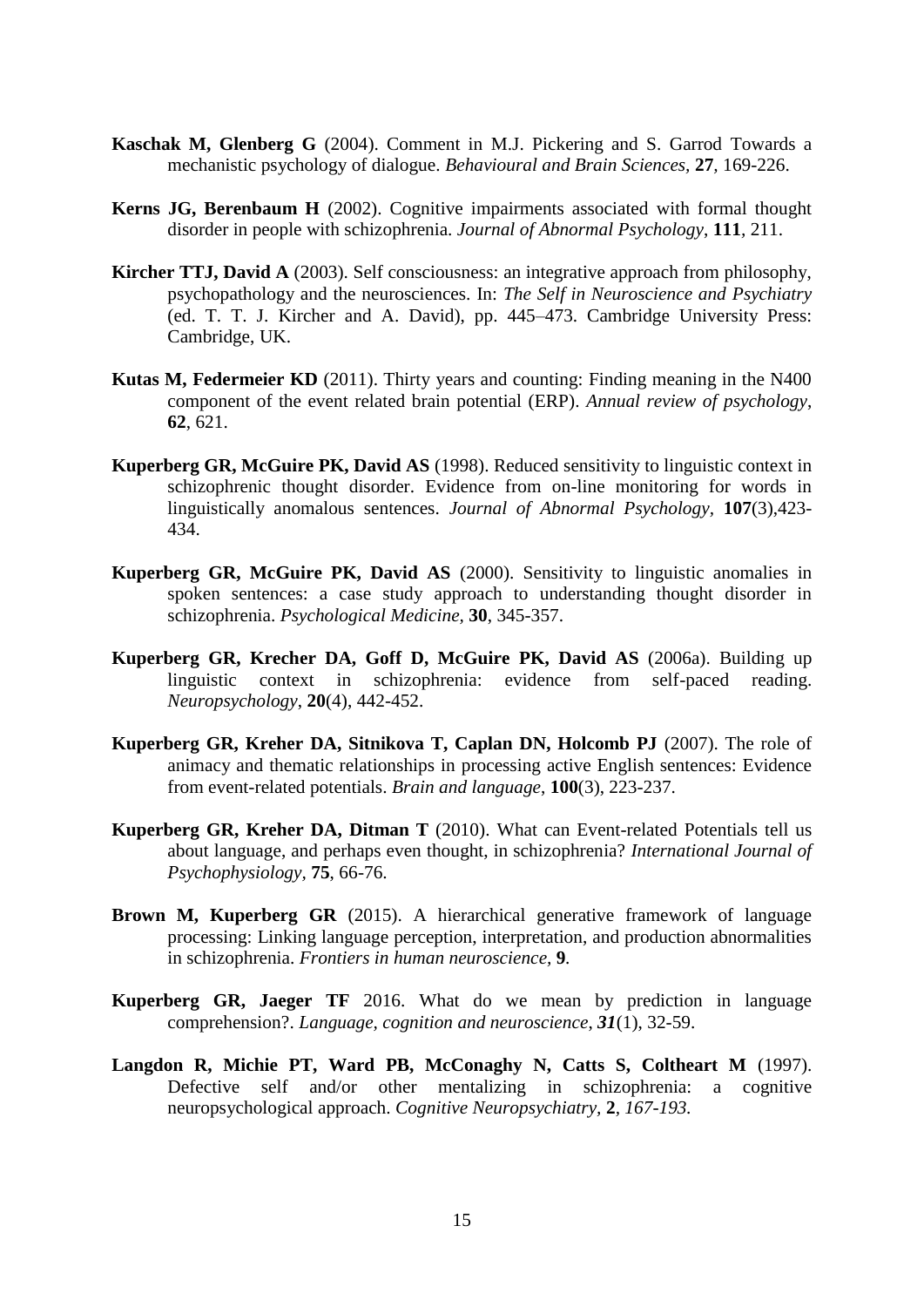**Kaschak M, Glenberg G** (2004). Comment in M.J. Pickering and S. Garrod Towards a mechanistic psychology of dialogue. *Behavioural and Brain Sciences,* **27**, 169-226.

**Kerns JG, Berenbaum H** (2002). Cognitive impairments associated with formal thought disorder in people with schizophrenia. *Journal of Abnormal Psychology*, **111**, 211.

**Kircher TTJ, David A** (2003). Self consciousness: an integrative approach from philosophy, psychopathology and the neurosciences. In: *The Self in Neuroscience and Psychiatry* (ed. T. T. J. Kircher and A. David), pp. 445–473. Cambridge University Press: Cambridge, UK.

**Kutas M, Federmeier KD** (2011). Thirty years and counting: Finding meaning in the N400 component of the event related brain potential (ERP). *Annual review of psychology*, **62**, 621.

**Kuperberg GR, McGuire PK, David AS** (1998). Reduced sensitivity to linguistic context in schizophrenic thought disorder. Evidence from on-line monitoring for words in linguistically anomalous sentences. *Journal of Abnormal Psychology*, **107**(3),423-434.

**Kuperberg GR, McGuire PK, David AS** (2000). Sensitivity to linguistic anomalies in spoken sentences: a case study approach to understanding thought disorder in schizophrenia. *Psychological Medicine,* **30**, 345-357.

**Kuperberg GR, Krecher DA, Goff D, McGuire PK, David AS** (2006a). Building up linguistic context in schizophrenia: evidence from self-paced reading. *Neuropsychology*, **20**(4), 442-452.

**Kuperberg GR, Kreher DA, Sitnikova T, Caplan DN, Holcomb PJ** (2007). The role of animacy and thematic relationships in processing active English sentences: Evidence from event-related potentials. *Brain and language*, **100**(3), 223-237.

**Kuperberg GR, Kreher DA, Ditman T** (2010). What can Event-related Potentials tell us about language, and perhaps even thought, in schizophrenia? *International Journal of Psychophysiology,* **75**, 66-76.

**Brown M, Kuperberg GR** (2015). A hierarchical generative framework of language processing: Linking language perception, interpretation, and production abnormalities in schizophrenia. *Frontiers in human neuroscience*, **9**.

**Kuperberg GR, Jaeger TF** 2016. What do we mean by prediction in language comprehension?. *Language, cognition and neuroscience*, ***31***(1), 32-59.

**Langdon R, Michie PT, Ward PB, McConaghy N, Catts S, Coltheart M** (1997). Defective self and/or other mentalizing in schizophrenia: a cognitive neuropsychological approach. *Cognitive Neuropsychiatry*, **2**, *167-193.*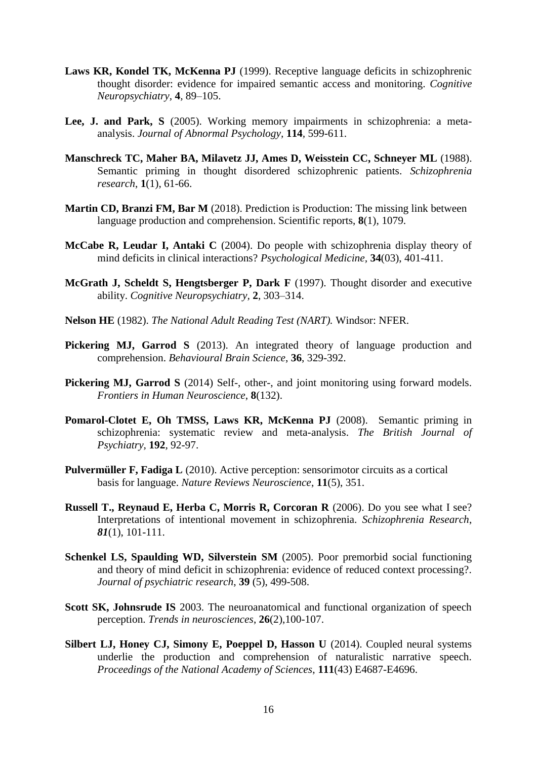**Laws KR, Kondel TK, McKenna PJ** (1999). Receptive language deficits in schizophrenic thought disorder: evidence for impaired semantic access and monitoring. *Cognitive Neuropsychiatry*, **4**, 89–105.

**Lee, J. and Park, S** (2005). Working memory impairments in schizophrenia: a meta-analysis. *Journal of Abnormal Psychology*, **114**, 599-611.

**Manschreck TC, Maher BA, Milavetz JJ, Ames D, Weisstein CC, Schneyer ML** (1988). Semantic priming in thought disordered schizophrenic patients. *Schizophrenia research*, **1**(1), 61-66.

**Martin CD, Branzi FM, Bar M** (2018). Prediction is Production: The missing link between language production and comprehension. Scientific reports, **8**(1), 1079.

**McCabe R, Leudar I, Antaki C** (2004). Do people with schizophrenia display theory of mind deficits in clinical interactions? *Psychological Medicine*, **34**(03), 401-411.

**McGrath J, Scheldt S, Hengtsberger P, Dark F** (1997). Thought disorder and executive ability. *Cognitive Neuropsychiatry*, **2**, 303–314.

**Nelson HE** (1982). *The National Adult Reading Test (NART).* Windsor: NFER.

**Pickering MJ, Garrod S** (2013). An integrated theory of language production and comprehension. *Behavioural Brain Science*, **36**, 329-392.

**Pickering MJ, Garrod S** (2014) Self-, other-, and joint monitoring using forward models. *Frontiers in Human Neuroscience*, **8**(132).

**Pomarol-Clotet E, Oh TMSS, Laws KR, McKenna PJ** (2008). Semantic priming in schizophrenia: systematic review and meta-analysis. *The British Journal of Psychiatry*, **192**, 92-97.

**Pulvermüller F, Fadiga L** (2010). Active perception: sensorimotor circuits as a cortical basis for language. *Nature Reviews Neuroscience*, **11**(5), 351.

**Russell T., Reynaud E, Herba C, Morris R, Corcoran R** (2006). Do you see what I see? Interpretations of intentional movement in schizophrenia. *Schizophrenia Research*, ***81***(1), 101-111.

**Schenkel LS, Spaulding WD, Silverstein SM** (2005). Poor premorbid social functioning and theory of mind deficit in schizophrenia: evidence of reduced context processing?. *Journal of psychiatric research*, **39** (5), 499-508.

**Scott SK, Johnsrude IS** 2003. The neuroanatomical and functional organization of speech perception. *Trends in neurosciences*, **26**(2),100-107.

**Silbert LJ, Honey CJ, Simony E, Poeppel D, Hasson U** (2014). Coupled neural systems underlie the production and comprehension of naturalistic narrative speech. *Proceedings of the National Academy of Sciences*, **111**(43) E4687-E4696.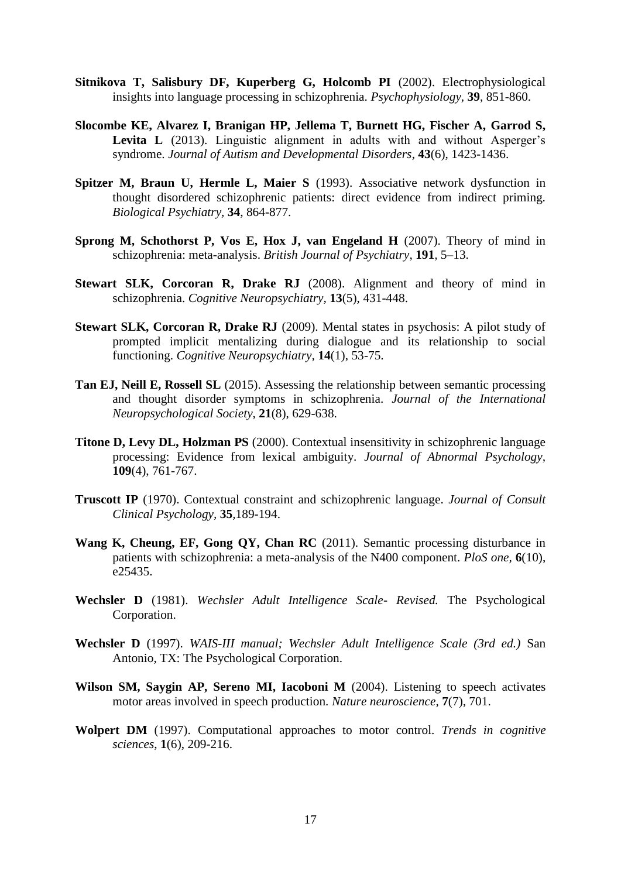**Sitnikova T, Salisbury DF, Kuperberg G, Holcomb PI** (2002). Electrophysiological insights into language processing in schizophrenia. *Psychophysiology,* **39**, 851-860.

**Slocombe KE, Alvarez I, Branigan HP, Jellema T, Burnett HG, Fischer A, Garrod S, Levita L** (2013). Linguistic alignment in adults with and without Asperger's syndrome. *Journal of Autism and Developmental Disorders*, **43**(6), 1423-1436.

**Spitzer M, Braun U, Hermle L, Maier S** (1993). Associative network dysfunction in thought disordered schizophrenic patients: direct evidence from indirect priming. *Biological Psychiatry,* **34**, 864-877.

**Sprong M, Schothorst P, Vos E, Hox J, van Engeland H** (2007). Theory of mind in schizophrenia: meta-analysis. *British Journal of Psychiatry*, **191**, 5–13.

**Stewart SLK, Corcoran R, Drake RJ** (2008). Alignment and theory of mind in schizophrenia. *Cognitive Neuropsychiatry,* **13**(5), 431-448.

**Stewart SLK, Corcoran R, Drake RJ** (2009). Mental states in psychosis: A pilot study of prompted implicit mentalizing during dialogue and its relationship to social functioning. *Cognitive Neuropsychiatry,* **14**(1), 53-75.

**Tan EJ, Neill E, Rossell SL** (2015). Assessing the relationship between semantic processing and thought disorder symptoms in schizophrenia. *Journal of the International Neuropsychological Society,* **21**(8), 629-638.

**Titone D, Levy DL, Holzman PS** (2000). Contextual insensitivity in schizophrenic language processing: Evidence from lexical ambiguity. *Journal of Abnormal Psychology,* **109**(4), 761-767.

**Truscott IP** (1970). Contextual constraint and schizophrenic language. *Journal of Consult Clinical Psychology,* **35**,189-194.

**Wang K, Cheung, EF, Gong QY, Chan RC** (2011). Semantic processing disturbance in patients with schizophrenia: a meta-analysis of the N400 component. *PloS one,* **6**(10), e25435.

**Wechsler D** (1981). *Wechsler Adult Intelligence Scale- Revised.* The Psychological Corporation.

**Wechsler D** (1997). *WAIS-III manual; Wechsler Adult Intelligence Scale (3rd ed.)* San Antonio, TX: The Psychological Corporation.

**Wilson SM, Saygin AP, Sereno MI, Iacoboni M** (2004). Listening to speech activates motor areas involved in speech production. *Nature neuroscience*, **7**(7), 701.

**Wolpert DM** (1997). Computational approaches to motor control. *Trends in cognitive sciences*, **1**(6), 209-216.